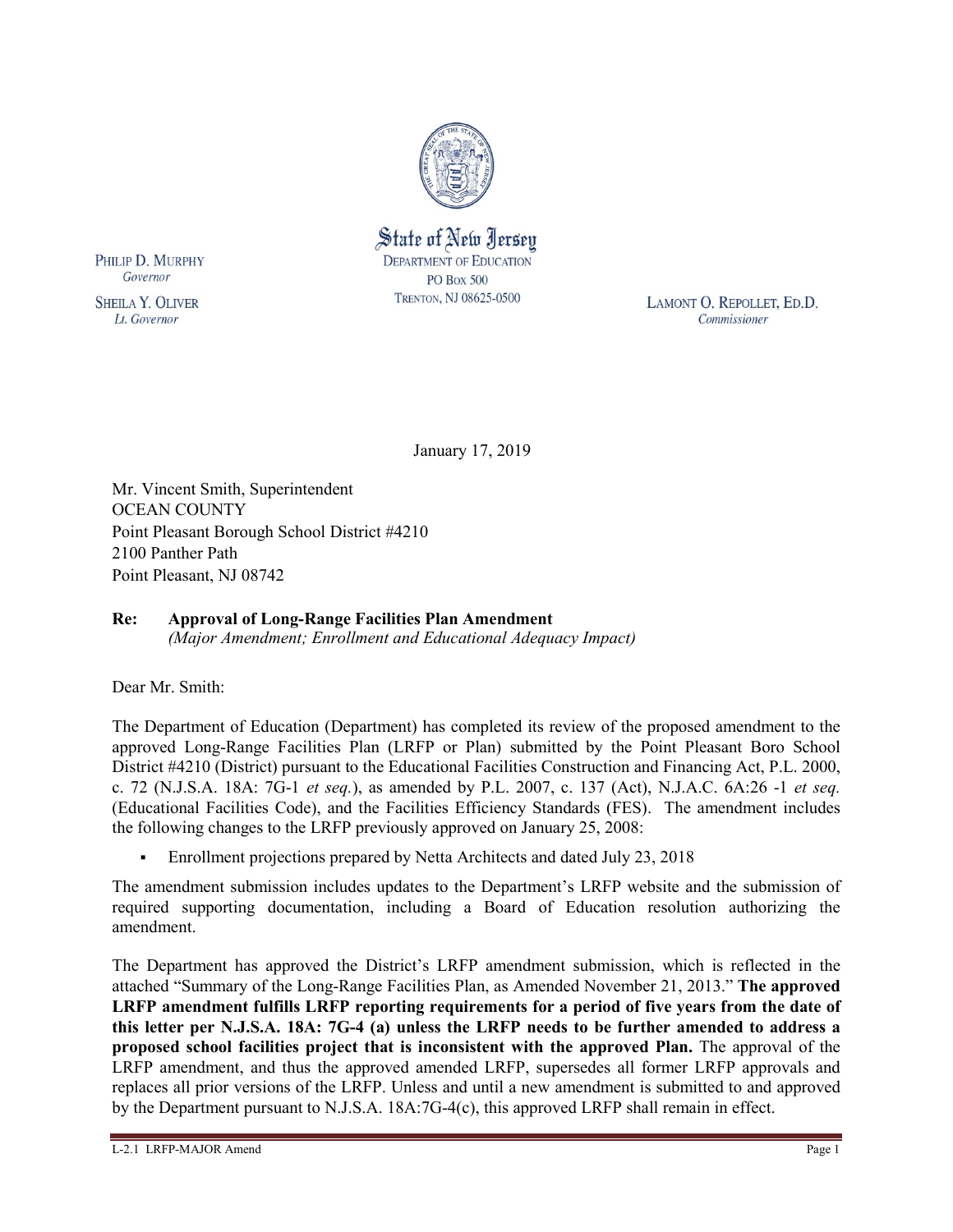State of New Jersey
DEPARTMENT OF EDUCATION
PO BOX 500
TRENTON, NJ 08625-0500

PHILIP D. MURPHY
*Governor*

SHEILA Y. OLIVER
*Lt. Governor*

LAMONT O. REPOLLET, ED.D.
*Commissioner*

January 17, 2019

Mr. Vincent Smith, Superintendent
OCEAN COUNTY
Point Pleasant Borough School District #4210
2100 Panther Path
Point Pleasant, NJ 08742

**Re: Approval of Long-Range Facilities Plan Amendment**
*(Major Amendment; Enrollment and Educational Adequacy Impact)*

Dear Mr. Smith:

The Department of Education (Department) has completed its review of the proposed amendment to the approved Long-Range Facilities Plan (LRFP or Plan) submitted by the Point Pleasant Boro School District #4210 (District) pursuant to the Educational Facilities Construction and Financing Act, P.L. 2000, c. 72 (N.J.S.A. 18A: 7G-1 *et seq.*), as amended by P.L. 2007, c. 137 (Act), N.J.A.C. 6A:26 -1 *et seq.* (Educational Facilities Code), and the Facilities Efficiency Standards (FES). The amendment includes the following changes to the LRFP previously approved on January 25, 2008:

- Enrollment projections prepared by Netta Architects and dated July 23, 2018

The amendment submission includes updates to the Department's LRFP website and the submission of required supporting documentation, including a Board of Education resolution authorizing the amendment.

The Department has approved the District's LRFP amendment submission, which is reflected in the attached "Summary of the Long-Range Facilities Plan, as Amended November 21, 2013." **The approved LRFP amendment fulfills LRFP reporting requirements for a period of five years from the date of this letter per N.J.S.A. 18A: 7G-4 (a) unless the LRFP needs to be further amended to address a proposed school facilities project that is inconsistent with the approved Plan.** The approval of the LRFP amendment, and thus the approved amended LRFP, supersedes all former LRFP approvals and replaces all prior versions of the LRFP. Unless and until a new amendment is submitted to and approved by the Department pursuant to N.J.S.A. 18A:7G-4(c), this approved LRFP shall remain in effect.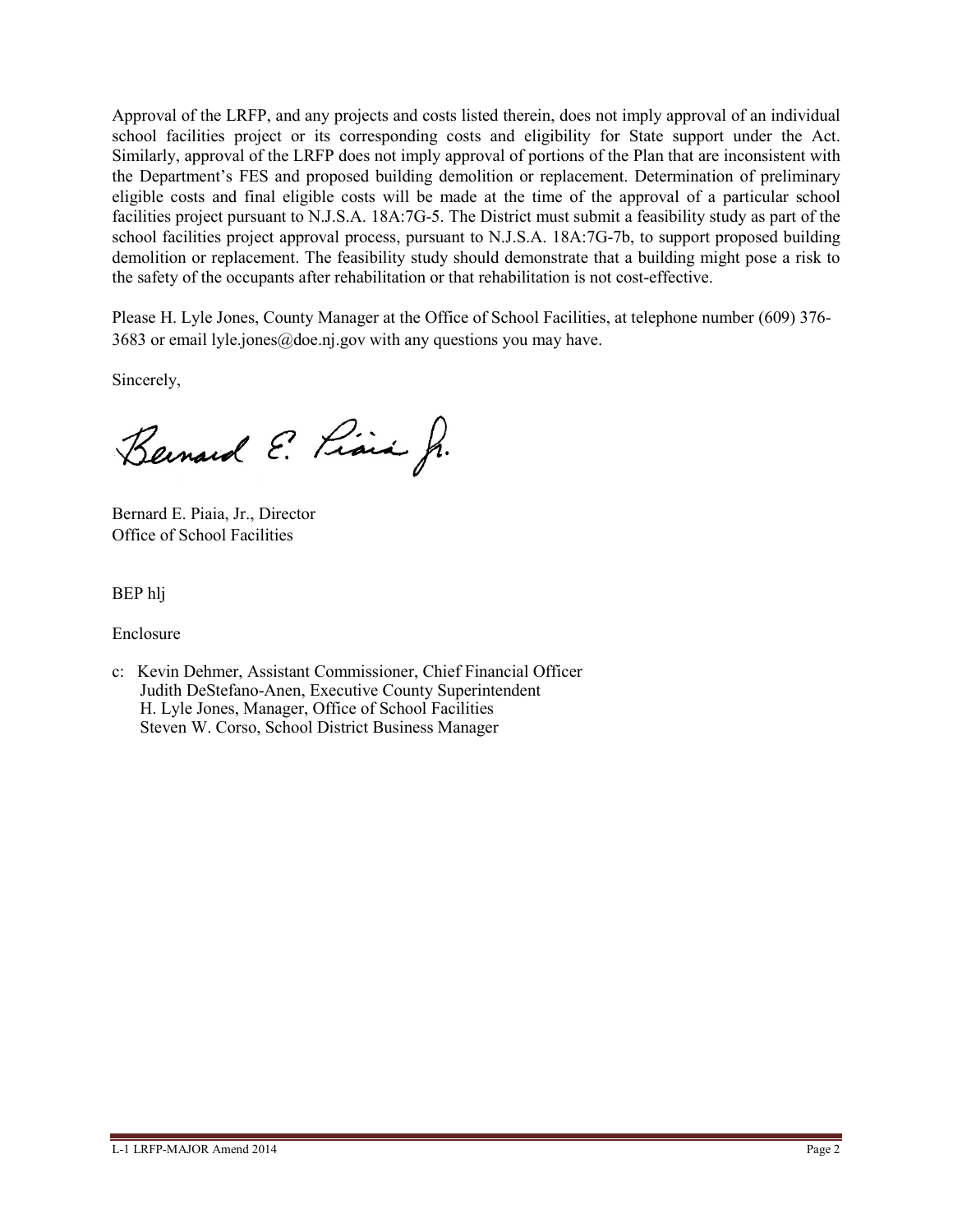Approval of the LRFP, and any projects and costs listed therein, does not imply approval of an individual school facilities project or its corresponding costs and eligibility for State support under the Act. Similarly, approval of the LRFP does not imply approval of portions of the Plan that are inconsistent with the Department's FES and proposed building demolition or replacement. Determination of preliminary eligible costs and final eligible costs will be made at the time of the approval of a particular school facilities project pursuant to N.J.S.A. 18A:7G-5. The District must submit a feasibility study as part of the school facilities project approval process, pursuant to N.J.S.A. 18A:7G-7b, to support proposed building demolition or replacement. The feasibility study should demonstrate that a building might pose a risk to the safety of the occupants after rehabilitation or that rehabilitation is not cost-effective.

Please H. Lyle Jones, County Manager at the Office of School Facilities, at telephone number (609) 376-3683 or email lyle.jones@doe.nj.gov with any questions you may have.

Sincerely,

Bernard E. Piaia Jr.

Bernard E. Piaia, Jr., Director
Office of School Facilities

BEP hlj

Enclosure

c: Kevin Dehmer, Assistant Commissioner, Chief Financial Officer
Judith DeStefano-Anen, Executive County Superintendent
H. Lyle Jones, Manager, Office of School Facilities
Steven W. Corso, School District Business Manager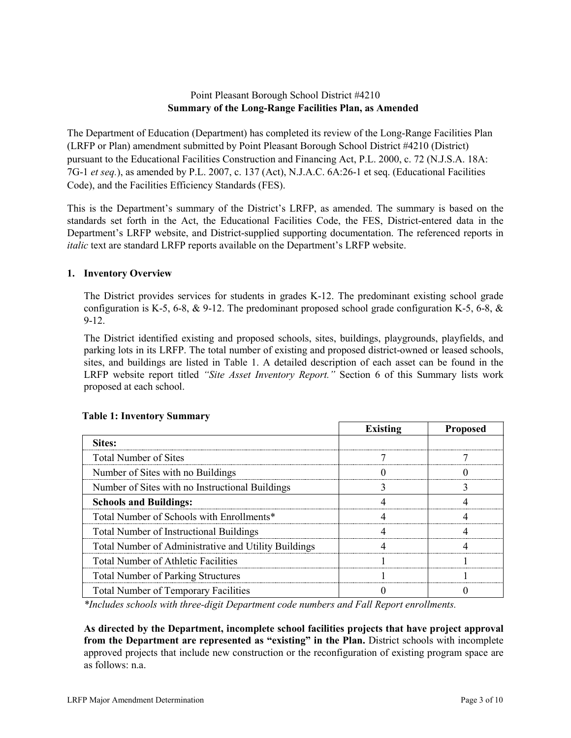Point Pleasant Borough School District #4210

**Summary of the Long-Range Facilities Plan, as Amended**

The Department of Education (Department) has completed its review of the Long-Range Facilities Plan (LRFP or Plan) amendment submitted by Point Pleasant Borough School District #4210 (District) pursuant to the Educational Facilities Construction and Financing Act, P.L. 2000, c. 72 (N.J.S.A. 18A: 7G-1 *et seq.*), as amended by P.L. 2007, c. 137 (Act), N.J.A.C. 6A:26-1 et seq. (Educational Facilities Code), and the Facilities Efficiency Standards (FES).

This is the Department's summary of the District's LRFP, as amended. The summary is based on the standards set forth in the Act, the Educational Facilities Code, the FES, District-entered data in the Department's LRFP website, and District-supplied supporting documentation. The referenced reports in *italic* text are standard LRFP reports available on the Department's LRFP website.

## 1. Inventory Overview

The District provides services for students in grades K-12. The predominant existing school grade configuration is K-5, 6-8, & 9-12. The predominant proposed school grade configuration K-5, 6-8, & 9-12.

The District identified existing and proposed schools, sites, buildings, playgrounds, playfields, and parking lots in its LRFP. The total number of existing and proposed district-owned or leased schools, sites, and buildings are listed in Table 1. A detailed description of each asset can be found in the LRFP website report titled *"Site Asset Inventory Report."* Section 6 of this Summary lists work proposed at each school.

**Table 1: Inventory Summary**

| | Existing | Proposed |
|---|---|---|
| **Sites:** | | |
| Total Number of Sites | 7 | 7 |
| Number of Sites with no Buildings | 0 | 0 |
| Number of Sites with no Instructional Buildings | 3 | 3 |
| **Schools and Buildings:** | 4 | 4 |
| Total Number of Schools with Enrollments* | 4 | 4 |
| Total Number of Instructional Buildings | 4 | 4 |
| Total Number of Administrative and Utility Buildings | 4 | 4 |
| Total Number of Athletic Facilities | 1 | 1 |
| Total Number of Parking Structures | 1 | 1 |
| Total Number of Temporary Facilities | 0 | 0 |

*\*Includes schools with three-digit Department code numbers and Fall Report enrollments.*

**As directed by the Department, incomplete school facilities projects that have project approval from the Department are represented as "existing" in the Plan.** District schools with incomplete approved projects that include new construction or the reconfiguration of existing program space are as follows: n.a.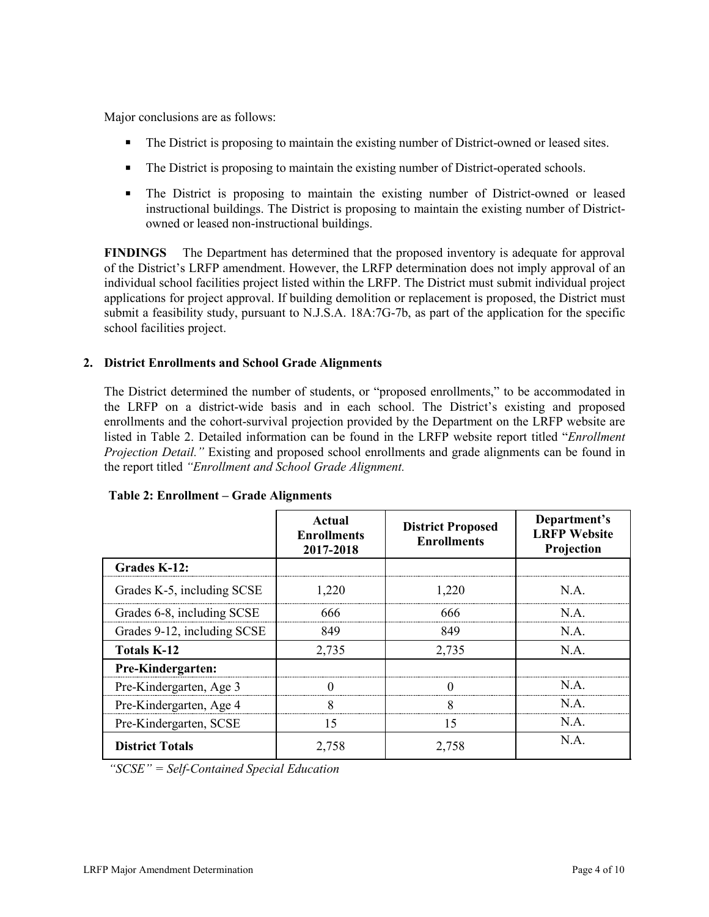Major conclusions are as follows:

- The District is proposing to maintain the existing number of District-owned or leased sites.
- The District is proposing to maintain the existing number of District-operated schools.
- The District is proposing to maintain the existing number of District-owned or leased instructional buildings. The District is proposing to maintain the existing number of District-owned or leased non-instructional buildings.

**FINDINGS** The Department has determined that the proposed inventory is adequate for approval of the District's LRFP amendment. However, the LRFP determination does not imply approval of an individual school facilities project listed within the LRFP. The District must submit individual project applications for project approval. If building demolition or replacement is proposed, the District must submit a feasibility study, pursuant to N.J.S.A. 18A:7G-7b, as part of the application for the specific school facilities project.

## 2. District Enrollments and School Grade Alignments

The District determined the number of students, or "proposed enrollments," to be accommodated in the LRFP on a district-wide basis and in each school. The District's existing and proposed enrollments and the cohort-survival projection provided by the Department on the LRFP website are listed in Table 2. Detailed information can be found in the LRFP website report titled "*Enrollment Projection Detail.*" Existing and proposed school enrollments and grade alignments can be found in the report titled *"Enrollment and School Grade Alignment.*

**Table 2: Enrollment – Grade Alignments**

| | Actual Enrollments 2017-2018 | District Proposed Enrollments | Department's LRFP Website Projection |
|---|---|---|---|
| **Grades K-12:** | | | |
| Grades K-5, including SCSE | 1,220 | 1,220 | N.A. |
| Grades 6-8, including SCSE | 666 | 666 | N.A. |
| Grades 9-12, including SCSE | 849 | 849 | N.A. |
| **Totals K-12** | 2,735 | 2,735 | N.A. |
| **Pre-Kindergarten:** | | | |
| Pre-Kindergarten, Age 3 | 0 | 0 | N.A. |
| Pre-Kindergarten, Age 4 | 8 | 8 | N.A. |
| Pre-Kindergarten, SCSE | 15 | 15 | N.A. |
| **District Totals** | 2,758 | 2,758 | N.A. |

*"SCSE" = Self-Contained Special Education*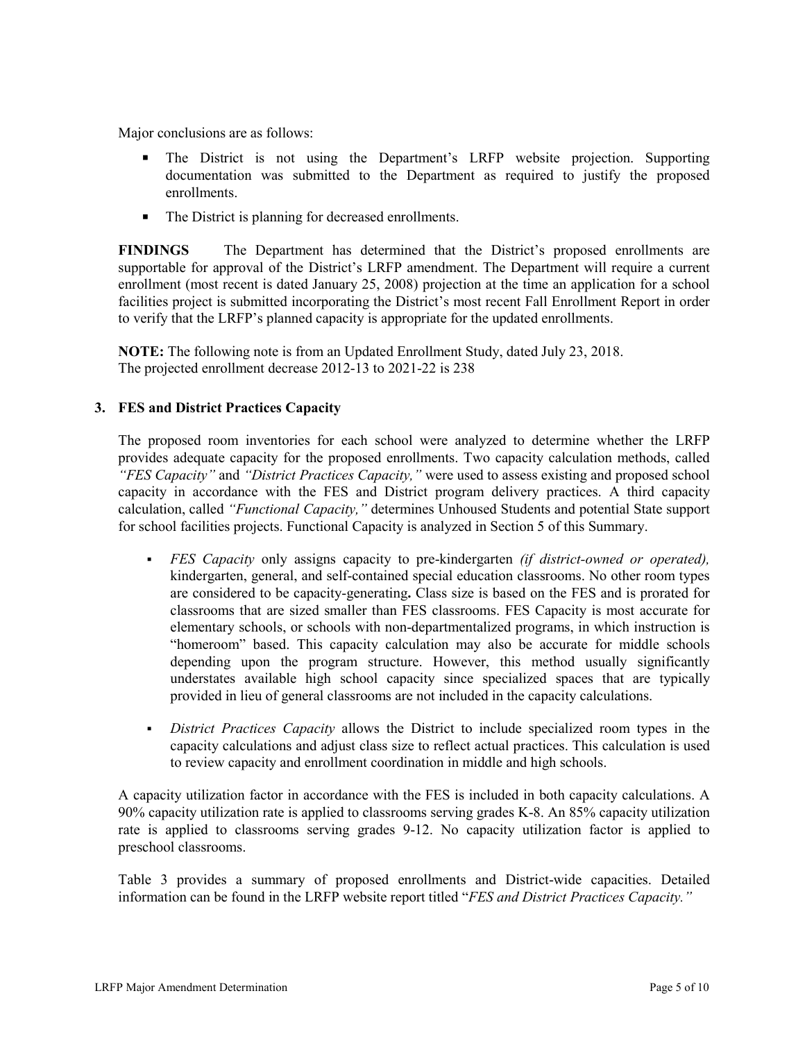Major conclusions are as follows:

- The District is not using the Department's LRFP website projection. Supporting documentation was submitted to the Department as required to justify the proposed enrollments.
- The District is planning for decreased enrollments.

**FINDINGS** The Department has determined that the District's proposed enrollments are supportable for approval of the District's LRFP amendment. The Department will require a current enrollment (most recent is dated January 25, 2008) projection at the time an application for a school facilities project is submitted incorporating the District's most recent Fall Enrollment Report in order to verify that the LRFP's planned capacity is appropriate for the updated enrollments.

**NOTE:** The following note is from an Updated Enrollment Study, dated July 23, 2018.
The projected enrollment decrease 2012-13 to 2021-22 is 238

### 3. FES and District Practices Capacity

The proposed room inventories for each school were analyzed to determine whether the LRFP provides adequate capacity for the proposed enrollments. Two capacity calculation methods, called *"FES Capacity"* and *"District Practices Capacity,"* were used to assess existing and proposed school capacity in accordance with the FES and District program delivery practices. A third capacity calculation, called *"Functional Capacity,"* determines Unhoused Students and potential State support for school facilities projects. Functional Capacity is analyzed in Section 5 of this Summary.

- *FES Capacity* only assigns capacity to pre-kindergarten *(if district-owned or operated),* kindergarten, general, and self-contained special education classrooms. No other room types are considered to be capacity-generating**.** Class size is based on the FES and is prorated for classrooms that are sized smaller than FES classrooms. FES Capacity is most accurate for elementary schools, or schools with non-departmentalized programs, in which instruction is "homeroom" based. This capacity calculation may also be accurate for middle schools depending upon the program structure. However, this method usually significantly understates available high school capacity since specialized spaces that are typically provided in lieu of general classrooms are not included in the capacity calculations.
- *District Practices Capacity* allows the District to include specialized room types in the capacity calculations and adjust class size to reflect actual practices. This calculation is used to review capacity and enrollment coordination in middle and high schools.

A capacity utilization factor in accordance with the FES is included in both capacity calculations. A 90% capacity utilization rate is applied to classrooms serving grades K-8. An 85% capacity utilization rate is applied to classrooms serving grades 9-12. No capacity utilization factor is applied to preschool classrooms.

Table 3 provides a summary of proposed enrollments and District-wide capacities. Detailed information can be found in the LRFP website report titled "*FES and District Practices Capacity."*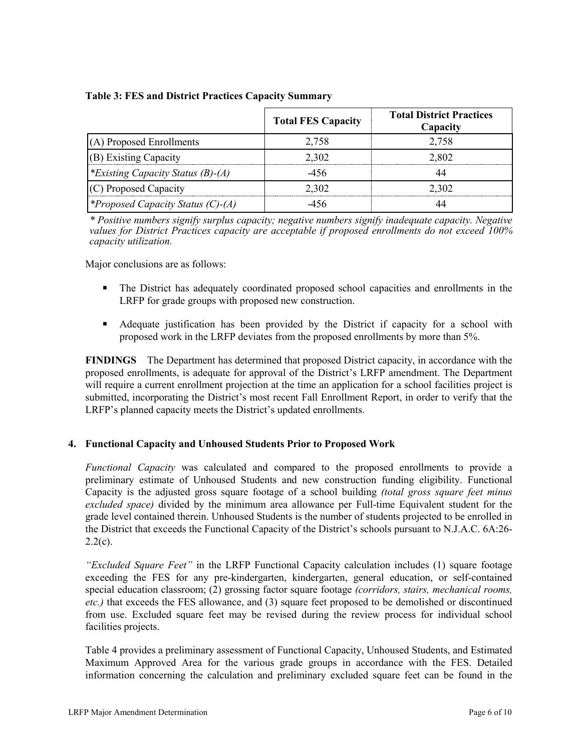**Table 3: FES and District Practices Capacity Summary**

| | Total FES Capacity | Total District Practices Capacity |
|---|---|---|
| (A) Proposed Enrollments | 2,758 | 2,758 |
| (B) Existing Capacity | 2,302 | 2,802 |
| **Existing Capacity Status (B)-(A)* | -456 | 44 |
| (C) Proposed Capacity | 2,302 | 2,302 |
| **Proposed Capacity Status (C)-(A)* | -456 | 44 |

*\* Positive numbers signify surplus capacity; negative numbers signify inadequate capacity. Negative values for District Practices capacity are acceptable if proposed enrollments do not exceed 100% capacity utilization.*

Major conclusions are as follows:

- The District has adequately coordinated proposed school capacities and enrollments in the LRFP for grade groups with proposed new construction.
- Adequate justification has been provided by the District if capacity for a school with proposed work in the LRFP deviates from the proposed enrollments by more than 5%.

**FINDINGS** The Department has determined that proposed District capacity, in accordance with the proposed enrollments, is adequate for approval of the District's LRFP amendment. The Department will require a current enrollment projection at the time an application for a school facilities project is submitted, incorporating the District's most recent Fall Enrollment Report, in order to verify that the LRFP's planned capacity meets the District's updated enrollments.

### 4. Functional Capacity and Unhoused Students Prior to Proposed Work

*Functional Capacity* was calculated and compared to the proposed enrollments to provide a preliminary estimate of Unhoused Students and new construction funding eligibility. Functional Capacity is the adjusted gross square footage of a school building *(total gross square feet minus excluded space)* divided by the minimum area allowance per Full-time Equivalent student for the grade level contained therein. Unhoused Students is the number of students projected to be enrolled in the District that exceeds the Functional Capacity of the District's schools pursuant to N.J.A.C. 6A:26-2.2(c).

*"Excluded Square Feet"* in the LRFP Functional Capacity calculation includes (1) square footage exceeding the FES for any pre-kindergarten, kindergarten, general education, or self-contained special education classroom; (2) grossing factor square footage *(corridors, stairs, mechanical rooms, etc.)* that exceeds the FES allowance, and (3) square feet proposed to be demolished or discontinued from use. Excluded square feet may be revised during the review process for individual school facilities projects.

Table 4 provides a preliminary assessment of Functional Capacity, Unhoused Students, and Estimated Maximum Approved Area for the various grade groups in accordance with the FES. Detailed information concerning the calculation and preliminary excluded square feet can be found in the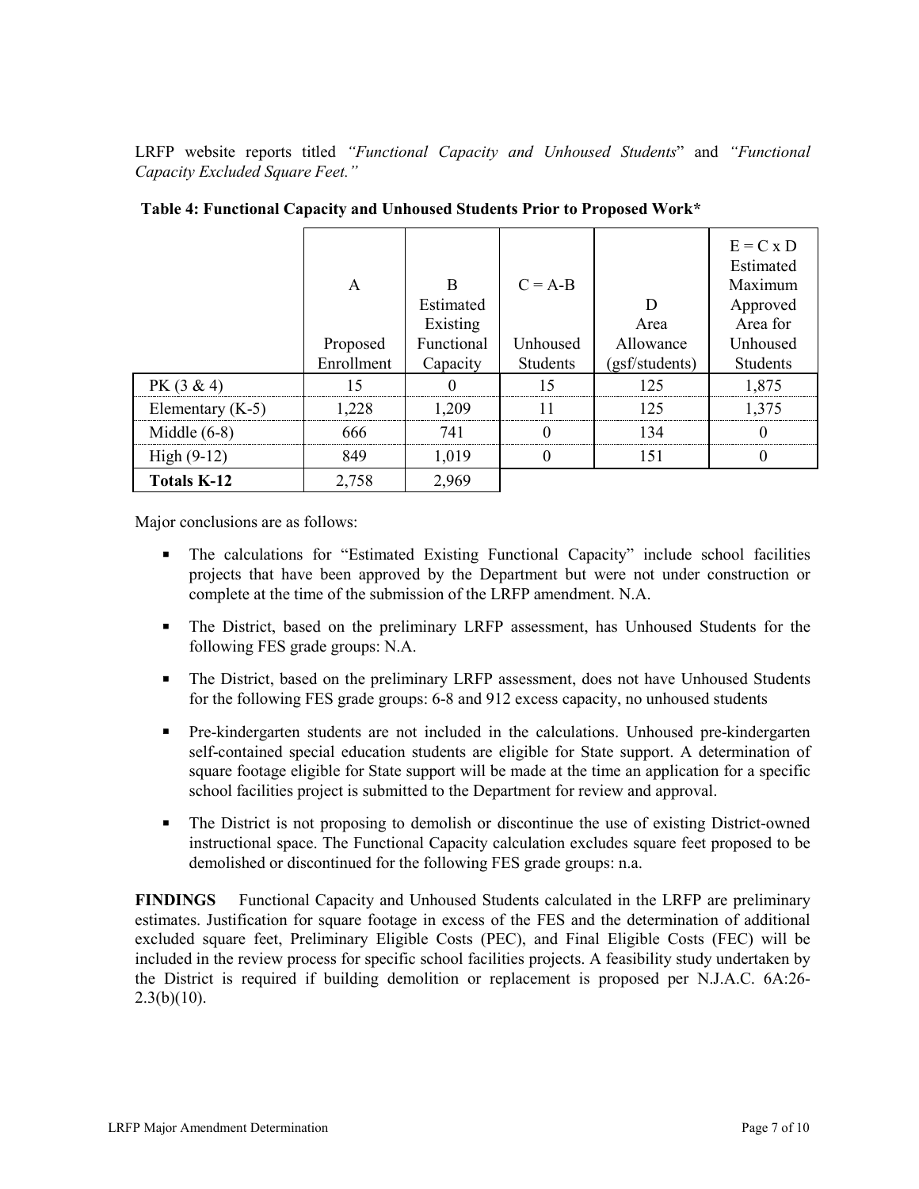LRFP website reports titled *"Functional Capacity and Unhoused Students*" and *"Functional Capacity Excluded Square Feet."*

**Table 4: Functional Capacity and Unhoused Students Prior to Proposed Work***

| | A<br><br>Proposed Enrollment | B<br>Estimated Existing Functional Capacity | C = A-B<br><br>Unhoused Students | D<br>Area Allowance (gsf/students) | E = C x D<br>Estimated Maximum Approved Area for Unhoused Students |
|---|---|---|---|---|---|
| PK (3 & 4) | 15 | 0 | 15 | 125 | 1,875 |
| Elementary (K-5) | 1,228 | 1,209 | 11 | 125 | 1,375 |
| Middle (6-8) | 666 | 741 | 0 | 134 | 0 |
| High (9-12) | 849 | 1,019 | 0 | 151 | 0 |
| **Totals K-12** | 2,758 | 2,969 | | | |

Major conclusions are as follows:

- The calculations for "Estimated Existing Functional Capacity" include school facilities projects that have been approved by the Department but were not under construction or complete at the time of the submission of the LRFP amendment. N.A.
- The District, based on the preliminary LRFP assessment, has Unhoused Students for the following FES grade groups: N.A.
- The District, based on the preliminary LRFP assessment, does not have Unhoused Students for the following FES grade groups: 6-8 and 912 excess capacity, no unhoused students
- Pre-kindergarten students are not included in the calculations. Unhoused pre-kindergarten self-contained special education students are eligible for State support. A determination of square footage eligible for State support will be made at the time an application for a specific school facilities project is submitted to the Department for review and approval.
- The District is not proposing to demolish or discontinue the use of existing District-owned instructional space. The Functional Capacity calculation excludes square feet proposed to be demolished or discontinued for the following FES grade groups: n.a.

**FINDINGS** Functional Capacity and Unhoused Students calculated in the LRFP are preliminary estimates. Justification for square footage in excess of the FES and the determination of additional excluded square feet, Preliminary Eligible Costs (PEC), and Final Eligible Costs (FEC) will be included in the review process for specific school facilities projects. A feasibility study undertaken by the District is required if building demolition or replacement is proposed per N.J.A.C. 6A:26-2.3(b)(10).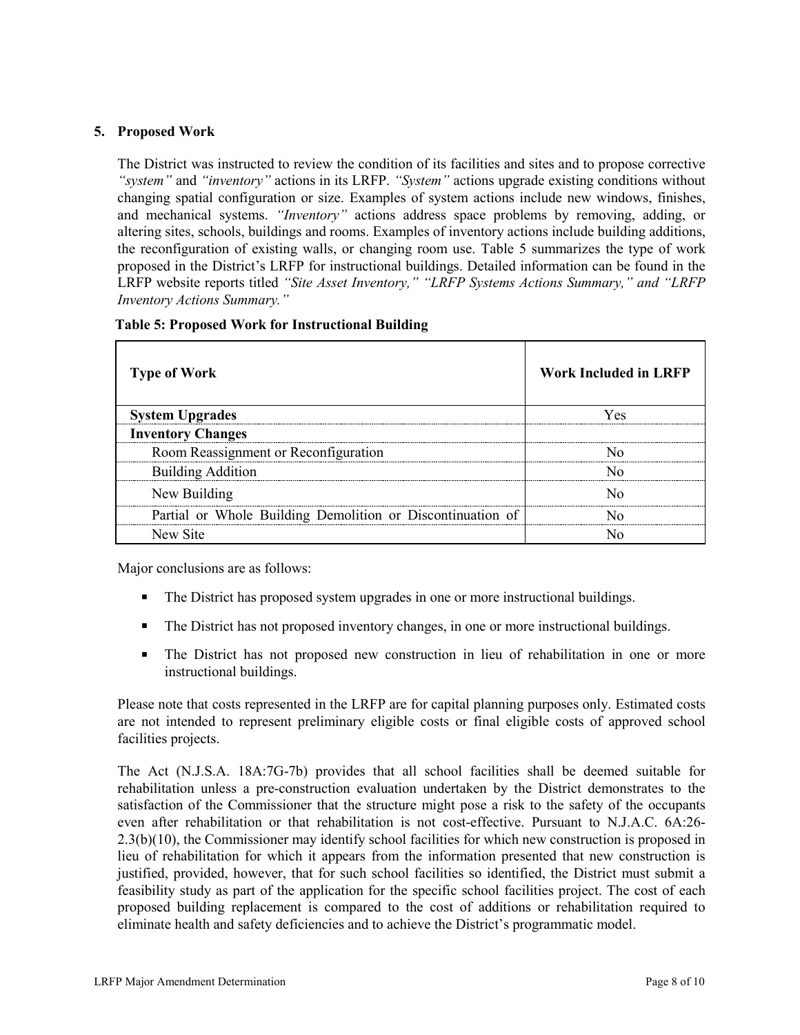## 5. Proposed Work

The District was instructed to review the condition of its facilities and sites and to propose corrective *"system"* and *"inventory"* actions in its LRFP. *"System"* actions upgrade existing conditions without changing spatial configuration or size. Examples of system actions include new windows, finishes, and mechanical systems. *"Inventory"* actions address space problems by removing, adding, or altering sites, schools, buildings and rooms. Examples of inventory actions include building additions, the reconfiguration of existing walls, or changing room use. Table 5 summarizes the type of work proposed in the District's LRFP for instructional buildings. Detailed information can be found in the LRFP website reports titled *"Site Asset Inventory," "LRFP Systems Actions Summary," and "LRFP Inventory Actions Summary."*

**Table 5: Proposed Work for Instructional Building**

| Type of Work | Work Included in LRFP |
|---|---|
| **System Upgrades** | Yes |
| **Inventory Changes** | |
| Room Reassignment or Reconfiguration | No |
| Building Addition | No |
| New Building | No |
| Partial or Whole Building Demolition or Discontinuation of | No |
| New Site | No |

Major conclusions are as follows:

- The District has proposed system upgrades in one or more instructional buildings.
- The District has not proposed inventory changes, in one or more instructional buildings.
- The District has not proposed new construction in lieu of rehabilitation in one or more instructional buildings.

Please note that costs represented in the LRFP are for capital planning purposes only. Estimated costs are not intended to represent preliminary eligible costs or final eligible costs of approved school facilities projects.

The Act (N.J.S.A. 18A:7G-7b) provides that all school facilities shall be deemed suitable for rehabilitation unless a pre-construction evaluation undertaken by the District demonstrates to the satisfaction of the Commissioner that the structure might pose a risk to the safety of the occupants even after rehabilitation or that rehabilitation is not cost-effective. Pursuant to N.J.A.C. 6A:26-2.3(b)(10), the Commissioner may identify school facilities for which new construction is proposed in lieu of rehabilitation for which it appears from the information presented that new construction is justified, provided, however, that for such school facilities so identified, the District must submit a feasibility study as part of the application for the specific school facilities project. The cost of each proposed building replacement is compared to the cost of additions or rehabilitation required to eliminate health and safety deficiencies and to achieve the District's programmatic model.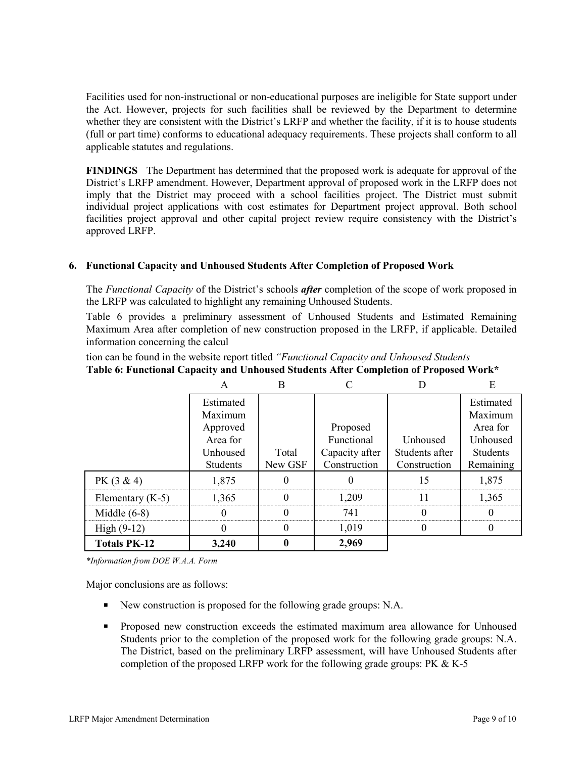Facilities used for non-instructional or non-educational purposes are ineligible for State support under the Act. However, projects for such facilities shall be reviewed by the Department to determine whether they are consistent with the District's LRFP and whether the facility, if it is to house students (full or part time) conforms to educational adequacy requirements. These projects shall conform to all applicable statutes and regulations.

**FINDINGS** The Department has determined that the proposed work is adequate for approval of the District's LRFP amendment. However, Department approval of proposed work in the LRFP does not imply that the District may proceed with a school facilities project. The District must submit individual project applications with cost estimates for Department project approval. Both school facilities project approval and other capital project review require consistency with the District's approved LRFP.

### 6. Functional Capacity and Unhoused Students After Completion of Proposed Work

The *Functional Capacity* of the District's schools ***after*** completion of the scope of work proposed in the LRFP was calculated to highlight any remaining Unhoused Students.

Table 6 provides a preliminary assessment of Unhoused Students and Estimated Remaining Maximum Area after completion of new construction proposed in the LRFP, if applicable. Detailed information concerning the calcul

tion can be found in the website report titled *"Functional Capacity and Unhoused Students*

**Table 6: Functional Capacity and Unhoused Students After Completion of Proposed Work\***

| | A | B | C | D | E |
|---|---|---|---|---|---|
| | Estimated Maximum Approved Area for Unhoused Students | Total New GSF | Proposed Functional Capacity after Construction | Unhoused Students after Construction | Estimated Maximum Area for Unhoused Students Remaining |
| PK (3 & 4) | 1,875 | 0 | 0 | 15 | 1,875 |
| Elementary (K-5) | 1,365 | 0 | 1,209 | 11 | 1,365 |
| Middle (6-8) | 0 | 0 | 741 | 0 | 0 |
| High (9-12) | 0 | 0 | 1,019 | 0 | 0 |
| **Totals PK-12** | **3,240** | **0** | **2,969** | | |

*\*Information from DOE W.A.A. Form*

Major conclusions are as follows:

- New construction is proposed for the following grade groups: N.A.
- Proposed new construction exceeds the estimated maximum area allowance for Unhoused Students prior to the completion of the proposed work for the following grade groups: N.A. The District, based on the preliminary LRFP assessment, will have Unhoused Students after completion of the proposed LRFP work for the following grade groups: PK & K-5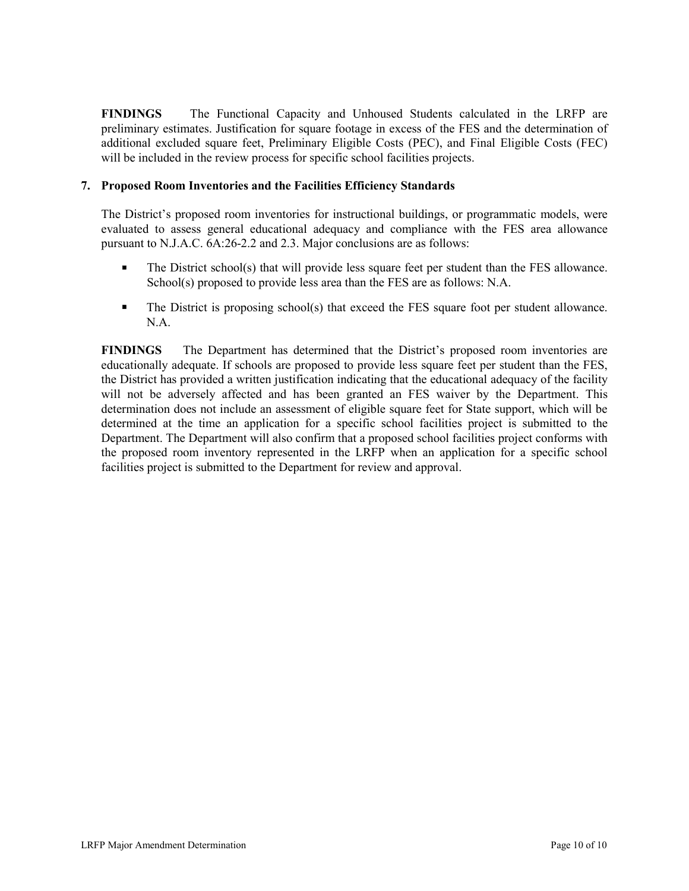**FINDINGS** The Functional Capacity and Unhoused Students calculated in the LRFP are preliminary estimates. Justification for square footage in excess of the FES and the determination of additional excluded square feet, Preliminary Eligible Costs (PEC), and Final Eligible Costs (FEC) will be included in the review process for specific school facilities projects.

### 7. Proposed Room Inventories and the Facilities Efficiency Standards

The District's proposed room inventories for instructional buildings, or programmatic models, were evaluated to assess general educational adequacy and compliance with the FES area allowance pursuant to N.J.A.C. 6A:26-2.2 and 2.3. Major conclusions are as follows:

- The District school(s) that will provide less square feet per student than the FES allowance. School(s) proposed to provide less area than the FES are as follows: N.A.
- The District is proposing school(s) that exceed the FES square foot per student allowance. N.A.

**FINDINGS** The Department has determined that the District's proposed room inventories are educationally adequate. If schools are proposed to provide less square feet per student than the FES, the District has provided a written justification indicating that the educational adequacy of the facility will not be adversely affected and has been granted an FES waiver by the Department. This determination does not include an assessment of eligible square feet for State support, which will be determined at the time an application for a specific school facilities project is submitted to the Department. The Department will also confirm that a proposed school facilities project conforms with the proposed room inventory represented in the LRFP when an application for a specific school facilities project is submitted to the Department for review and approval.